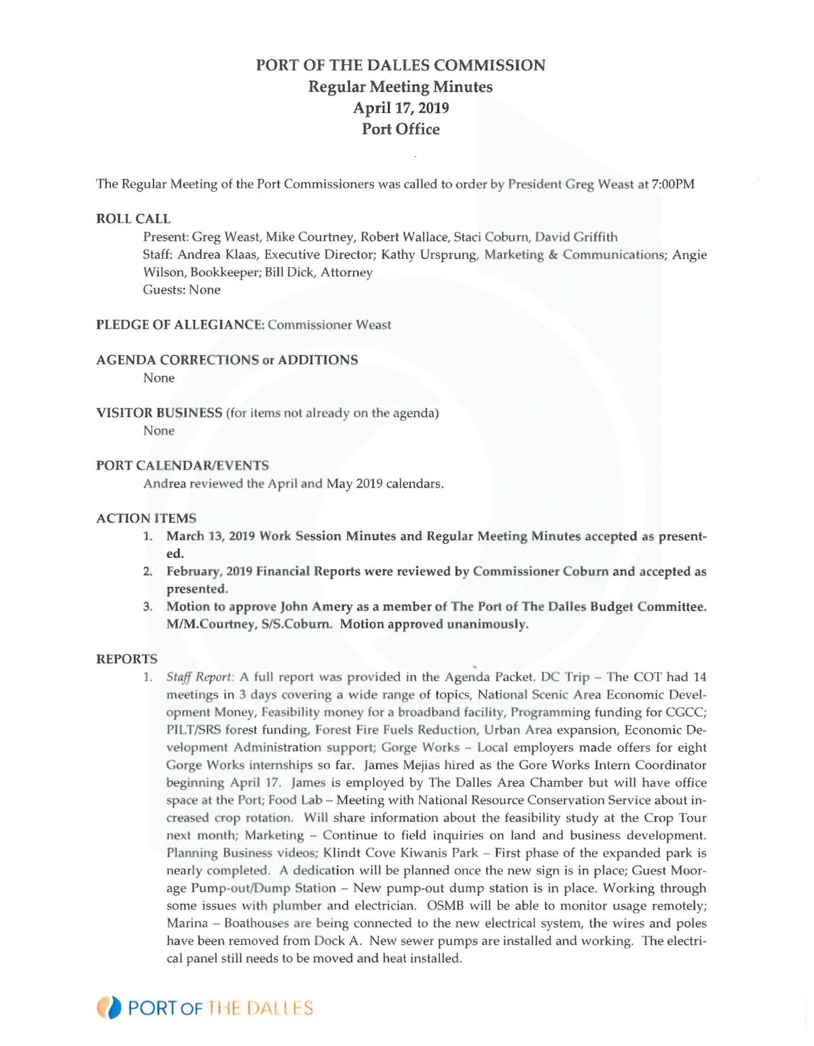# PORT OF THE DALLES COMMISSION
## Regular Meeting Minutes
## April 17, 2019
## Port Office

The Regular Meeting of the Port Commissioners was called to order by President Greg Weast at 7:00PM

**ROLL CALL**

Present: Greg Weast, Mike Courtney, Robert Wallace, Staci Coburn, David Griffith
Staff: Andrea Klaas, Executive Director; Kathy Ursprung, Marketing & Communications; Angie Wilson, Bookkeeper; Bill Dick, Attorney
Guests: None

**PLEDGE OF ALLEGIANCE:** Commissioner Weast

**AGENDA CORRECTIONS or ADDITIONS**

None

**VISITOR BUSINESS** (for items not already on the agenda)

None

**PORT CALENDAR/EVENTS**

Andrea reviewed the April and May 2019 calendars.

**ACTION ITEMS**

1. **March 13, 2019 Work Session Minutes and Regular Meeting Minutes accepted as presented.**
2. **February, 2019 Financial Reports were reviewed by Commissioner Coburn and accepted as presented.**
3. **Motion to approve John Amery as a member of The Port of The Dalles Budget Committee. M/M.Courtney, S/S.Coburn. Motion approved unanimously.**

**REPORTS**

1. *Staff Report:* A full report was provided in the Agenda Packet. DC Trip – The COT had 14 meetings in 3 days covering a wide range of topics, National Scenic Area Economic Development Money, Feasibility money for a broadband facility, Programming funding for CGCC; PILT/SRS forest funding, Forest Fire Fuels Reduction, Urban Area expansion, Economic Development Administration support; Gorge Works – Local employers made offers for eight Gorge Works internships so far. James Mejias hired as the Gore Works Intern Coordinator beginning April 17. James is employed by The Dalles Area Chamber but will have office space at the Port; Food Lab – Meeting with National Resource Conservation Service about increased crop rotation. Will share information about the feasibility study at the Crop Tour next month; Marketing – Continue to field inquiries on land and business development. Planning Business videos; Klindt Cove Kiwanis Park – First phase of the expanded park is nearly completed. A dedication will be planned once the new sign is in place; Guest Moorage Pump-out/Dump Station – New pump-out dump station is in place. Working through some issues with plumber and electrician. OSMB will be able to monitor usage remotely; Marina – Boathouses are being connected to the new electrical system, the wires and poles have been removed from Dock A. New sewer pumps are installed and working. The electrical panel still needs to be moved and heat installed.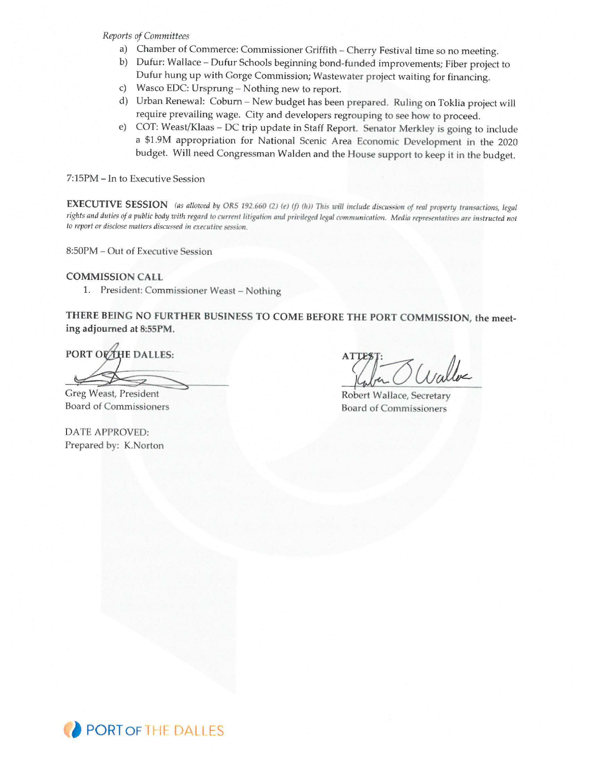*Reports of Committees*

a) Chamber of Commerce: Commissioner Griffith – Cherry Festival time so no meeting.
b) Dufur: Wallace – Dufur Schools beginning bond-funded improvements; Fiber project to Dufur hung up with Gorge Commission; Wastewater project waiting for financing.
c) Wasco EDC: Ursprung – Nothing new to report.
d) Urban Renewal: Coburn – New budget has been prepared. Ruling on Toklia project will require prevailing wage. City and developers regrouping to see how to proceed.
e) COT: Weast/Klaas – DC trip update in Staff Report. Senator Merkley is going to include a $1.9M appropriation for National Scenic Area Economic Development in the 2020 budget. Will need Congressman Walden and the House support to keep it in the budget.

7:15PM – In to Executive Session

**EXECUTIVE SESSION** *(as allowed by ORS 192.660 (2) (e) (f) (h)) This will include discussion of real property transactions, legal rights and duties of a public body with regard to current litigation and privileged legal communication. Media representatives are instructed not to report or disclose matters discussed in executive session.*

8:50PM – Out of Executive Session

**COMMISSION CALL**

1. President: Commissioner Weast – Nothing

**THERE BEING NO FURTHER BUSINESS TO COME BEFORE THE PORT COMMISSION, the meeting adjourned at 8:55PM.**

**PORT OF THE DALLES:**

Greg Weast, President
Board of Commissioners

**ATTEST:**

Robert Wallace, Secretary
Board of Commissioners

DATE APPROVED:
Prepared by: K.Norton